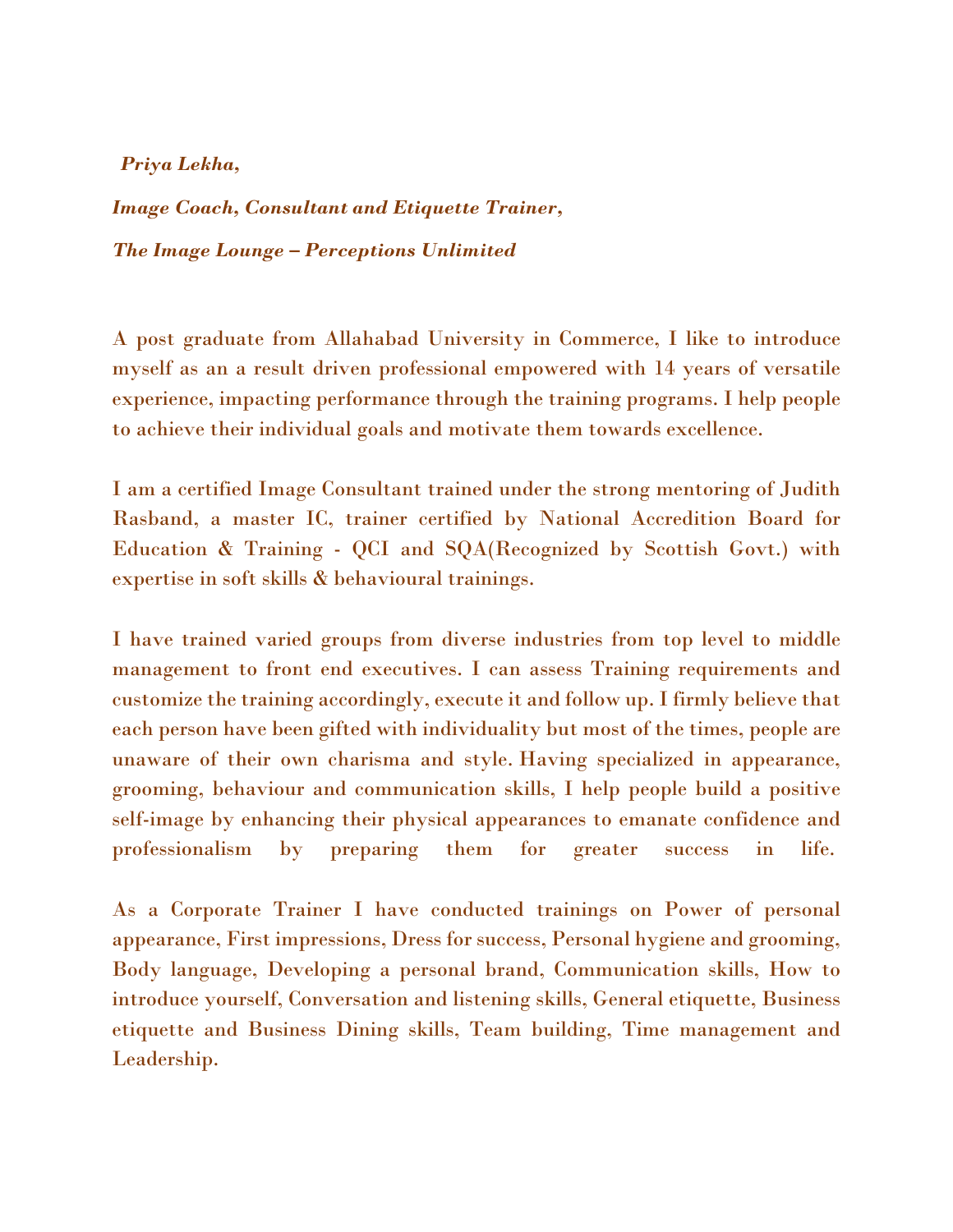***Priya Lekha,***

***Image Coach, Consultant and Etiquette Trainer,***

***The Image Lounge – Perceptions Unlimited***

A post graduate from Allahabad University in Commerce, I like to introduce myself as an a result driven professional empowered with 14 years of versatile experience, impacting performance through the training programs. I help people to achieve their individual goals and motivate them towards excellence.

I am a certified Image Consultant trained under the strong mentoring of Judith Rasband, a master IC, trainer certified by National Accredition Board for Education & Training - QCI and SQA(Recognized by Scottish Govt.) with expertise in soft skills & behavioural trainings.

I have trained varied groups from diverse industries from top level to middle management to front end executives. I can assess Training requirements and customize the training accordingly, execute it and follow up. I firmly believe that each person have been gifted with individuality but most of the times, people are unaware of their own charisma and style. Having specialized in appearance, grooming, behaviour and communication skills, I help people build a positive self-image by enhancing their physical appearances to emanate confidence and professionalism by preparing them for greater success in life.

As a Corporate Trainer I have conducted trainings on Power of personal appearance, First impressions, Dress for success, Personal hygiene and grooming, Body language, Developing a personal brand, Communication skills, How to introduce yourself, Conversation and listening skills, General etiquette, Business etiquette and Business Dining skills, Team building, Time management and Leadership.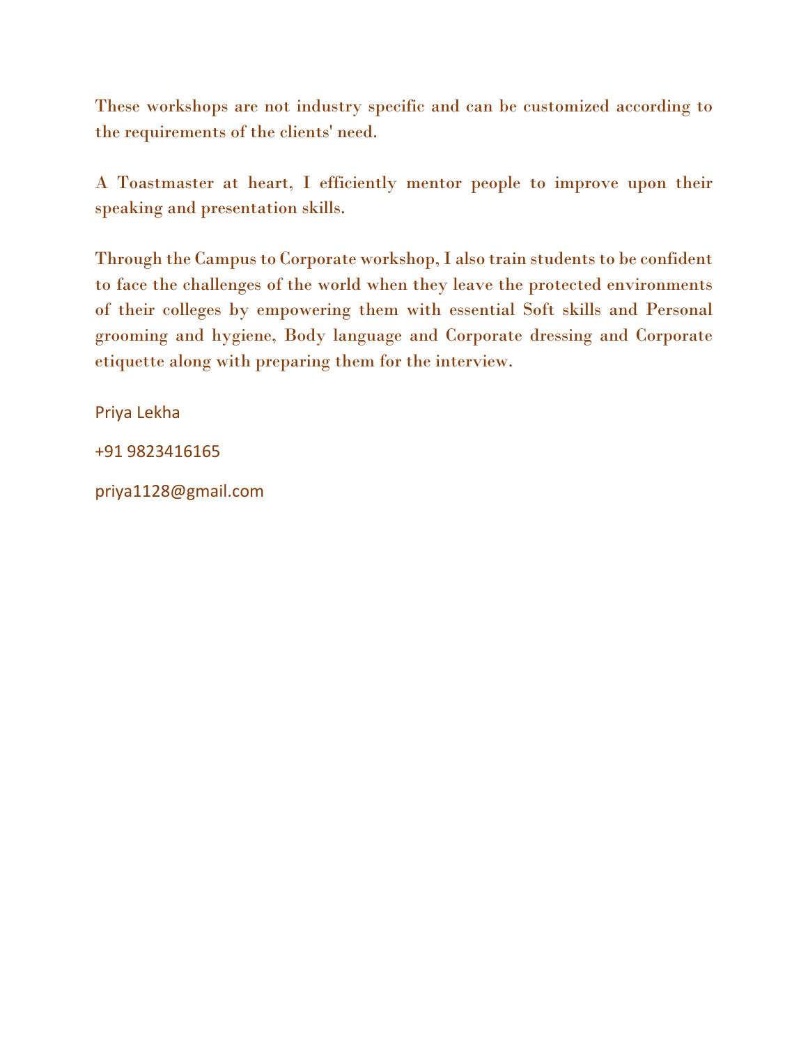These workshops are not industry specific and can be customized according to the requirements of the clients' need.

A Toastmaster at heart, I efficiently mentor people to improve upon their speaking and presentation skills.

Through the Campus to Corporate workshop, I also train students to be confident to face the challenges of the world when they leave the protected environments of their colleges by empowering them with essential Soft skills and Personal grooming and hygiene, Body language and Corporate dressing and Corporate etiquette along with preparing them for the interview.

Priya Lekha

+91 9823416165

priya1128@gmail.com